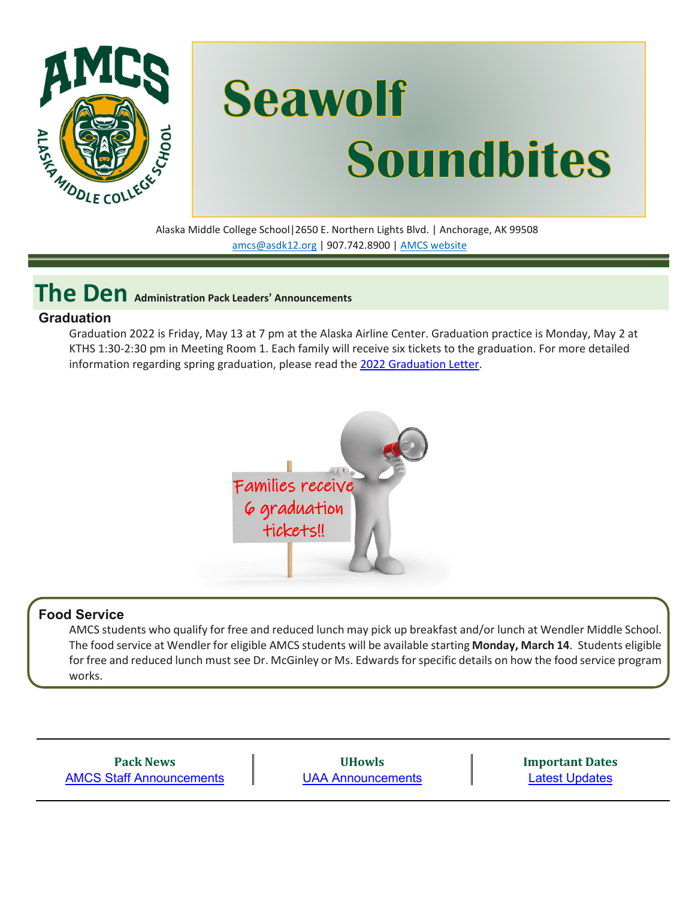# Seawolf Soundbites

Alaska Middle College School|2650 E. Northern Lights Blvd. | Anchorage, AK 99508

amcs@asdk12.org | 907.742.8900 | AMCS website

## The Den Administration Pack Leaders' Announcements

### Graduation

Graduation 2022 is Friday, May 13 at 7 pm at the Alaska Airline Center. Graduation practice is Monday, May 2 at KTHS 1:30-2:30 pm in Meeting Room 1. Each family will receive six tickets to the graduation. For more detailed information regarding spring graduation, please read the 2022 Graduation Letter.

Families receive 6 graduation tickets!!

### Food Service

AMCS students who qualify for free and reduced lunch may pick up breakfast and/or lunch at Wendler Middle School. The food service at Wendler for eligible AMCS students will be available starting **Monday, March 14**. Students eligible for free and reduced lunch must see Dr. McGinley or Ms. Edwards for specific details on how the food service program works.

| **Pack News** | **UHowls** | **Important Dates** |
|---|---|---|
| AMCS Staff Announcements | UAA Announcements | Latest Updates |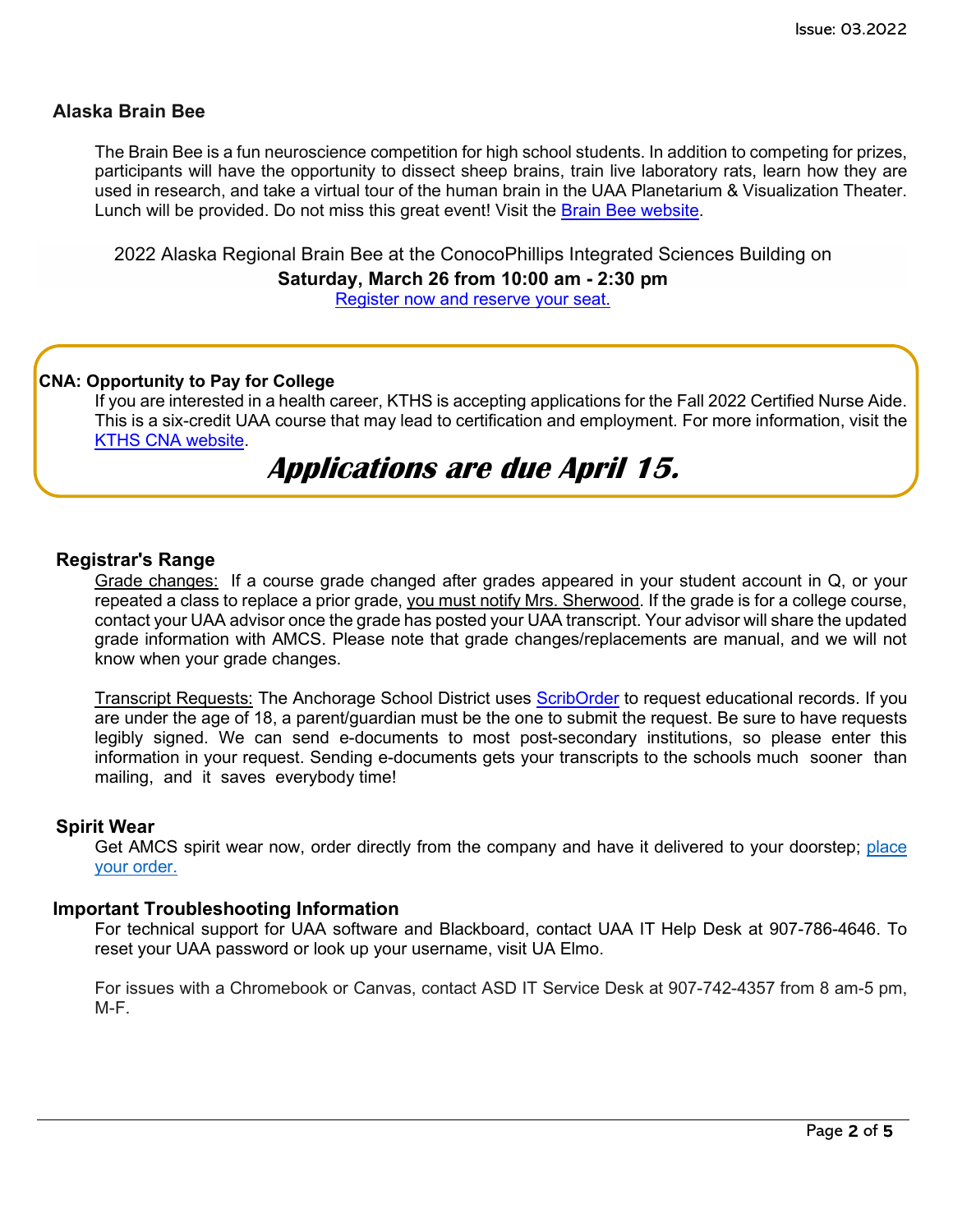## Alaska Brain Bee

The Brain Bee is a fun neuroscience competition for high school students. In addition to competing for prizes, participants will have the opportunity to dissect sheep brains, train live laboratory rats, learn how they are used in research, and take a virtual tour of the human brain in the UAA Planetarium & Visualization Theater. Lunch will be provided. Do not miss this great event! Visit the Brain Bee website.

2022 Alaska Regional Brain Bee at the ConocoPhillips Integrated Sciences Building on

**Saturday, March 26 from 10:00 am - 2:30 pm**

Register now and reserve your seat.

## CNA: Opportunity to Pay for College

If you are interested in a health career, KTHS is accepting applications for the Fall 2022 Certified Nurse Aide. This is a six-credit UAA course that may lead to certification and employment. For more information, visit the KTHS CNA website.

***Applications are due April 15.***

## Registrar's Range

Grade changes: If a course grade changed after grades appeared in your student account in Q, or your repeated a class to replace a prior grade, you must notify Mrs. Sherwood. If the grade is for a college course, contact your UAA advisor once the grade has posted your UAA transcript. Your advisor will share the updated grade information with AMCS. Please note that grade changes/replacements are manual, and we will not know when your grade changes.

Transcript Requests: The Anchorage School District uses ScribOrder to request educational records. If you are under the age of 18, a parent/guardian must be the one to submit the request. Be sure to have requests legibly signed. We can send e-documents to most post-secondary institutions, so please enter this information in your request. Sending e-documents gets your transcripts to the schools much sooner than mailing, and it saves everybody time!

## Spirit Wear

Get AMCS spirit wear now, order directly from the company and have it delivered to your doorstep; place your order.

## Important Troubleshooting Information

For technical support for UAA software and Blackboard, contact UAA IT Help Desk at 907-786-4646. To reset your UAA password or look up your username, visit UA Elmo.

For issues with a Chromebook or Canvas, contact ASD IT Service Desk at 907-742-4357 from 8 am-5 pm, M-F.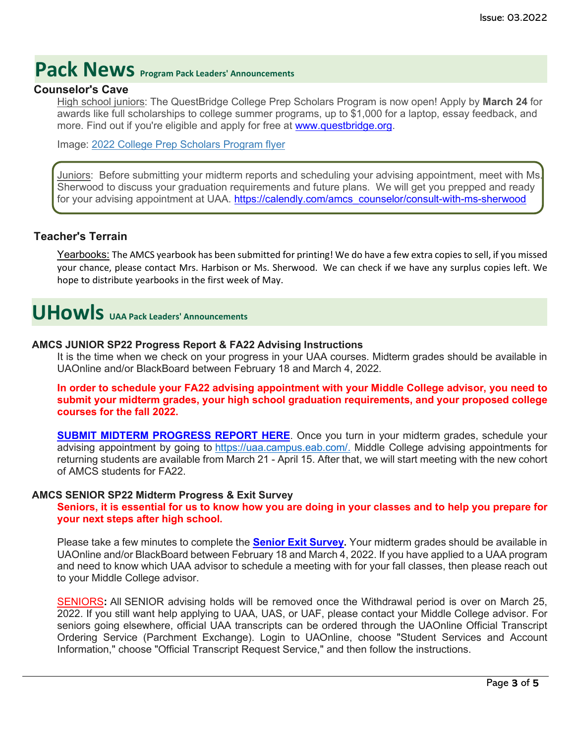# Pack News Program Pack Leaders' Announcements

### Counselor's Cave

High school juniors: The QuestBridge College Prep Scholars Program is now open! Apply by **March 24** for awards like full scholarships to college summer programs, up to $1,000 for a laptop, essay feedback, and more. Find out if you're eligible and apply for free at www.questbridge.org.

Image: 2022 College Prep Scholars Program flyer

Juniors: Before submitting your midterm reports and scheduling your advising appointment, meet with Ms. Sherwood to discuss your graduation requirements and future plans. We will get you prepped and ready for your advising appointment at UAA. https://calendly.com/amcs_counselor/consult-with-ms-sherwood

### Teacher's Terrain

Yearbooks: The AMCS yearbook has been submitted for printing! We do have a few extra copies to sell, if you missed your chance, please contact Mrs. Harbison or Ms. Sherwood. We can check if we have any surplus copies left. We hope to distribute yearbooks in the first week of May.

# UHowls UAA Pack Leaders' Announcements

### AMCS JUNIOR SP22 Progress Report & FA22 Advising Instructions

It is the time when we check on your progress in your UAA courses. Midterm grades should be available in UAOnline and/or BlackBoard between February 18 and March 4, 2022.

**In order to schedule your FA22 advising appointment with your Middle College advisor, you need to submit your midterm grades, your high school graduation requirements, and your proposed college courses for the fall 2022.**

**SUBMIT MIDTERM PROGRESS REPORT HERE**. Once you turn in your midterm grades, schedule your advising appointment by going to https://uaa.campus.eab.com/. Middle College advising appointments for returning students are available from March 21 - April 15. After that, we will start meeting with the new cohort of AMCS students for FA22.

### AMCS SENIOR SP22 Midterm Progress & Exit Survey

**Seniors, it is essential for us to know how you are doing in your classes and to help you prepare for your next steps after high school.**

Please take a few minutes to complete the **Senior Exit Survey**. Your midterm grades should be available in UAOnline and/or BlackBoard between February 18 and March 4, 2022. If you have applied to a UAA program and need to know which UAA advisor to schedule a meeting with for your fall classes, then please reach out to your Middle College advisor.

SENIORS**:** All SENIOR advising holds will be removed once the Withdrawal period is over on March 25, 2022. If you still want help applying to UAA, UAS, or UAF, please contact your Middle College advisor. For seniors going elsewhere, official UAA transcripts can be ordered through the UAOnline Official Transcript Ordering Service (Parchment Exchange). Login to UAOnline, choose "Student Services and Account Information," choose "Official Transcript Request Service," and then follow the instructions.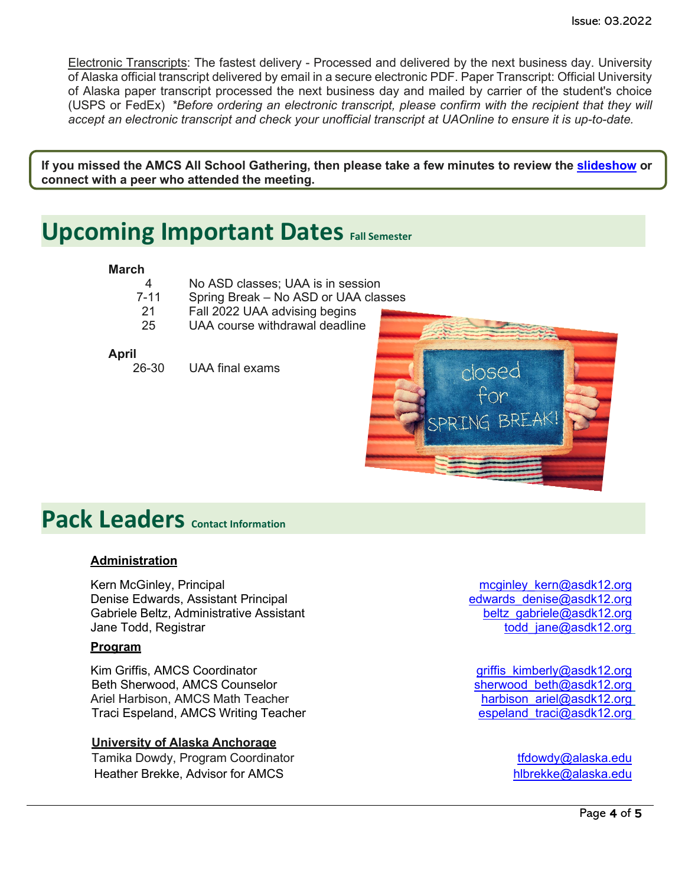Electronic Transcripts: The fastest delivery - Processed and delivered by the next business day. University of Alaska official transcript delivered by email in a secure electronic PDF. Paper Transcript: Official University of Alaska paper transcript processed the next business day and mailed by carrier of the student's choice (USPS or FedEx) *Before ordering an electronic transcript, please confirm with the recipient that they will accept an electronic transcript and check your unofficial transcript at UAOnline to ensure it is up-to-date.*

**If you missed the AMCS All School Gathering, then please take a few minutes to review the [slideshow](slideshow) or connect with a peer who attended the meeting.**

## Upcoming Important Dates Fall Semester

**March**

| | |
|---|---|
| 4 | No ASD classes; UAA is in session |
| 7-11 | Spring Break – No ASD or UAA classes |
| 21 | Fall 2022 UAA advising begins |
| 25 | UAA course withdrawal deadline |

**April**

| | |
|---|---|
| 26-30 | UAA final exams |

## Pack Leaders Contact Information

**Administration**

Kern McGinley, Principal — mcginley_kern@asdk12.org
Denise Edwards, Assistant Principal — edwards_denise@asdk12.org
Gabriele Beltz, Administrative Assistant — beltz_gabriele@asdk12.org
Jane Todd, Registrar — todd_jane@asdk12.org

**Program**

Kim Griffis, AMCS Coordinator — griffis_kimberly@asdk12.org
Beth Sherwood, AMCS Counselor — sherwood_beth@asdk12.org
Ariel Harbison, AMCS Math Teacher — harbison_ariel@asdk12.org
Traci Espeland, AMCS Writing Teacher — espeland_traci@asdk12.org

**University of Alaska Anchorage**

Tamika Dowdy, Program Coordinator — tfdowdy@alaska.edu
Heather Brekke, Advisor for AMCS — hlbrekke@alaska.edu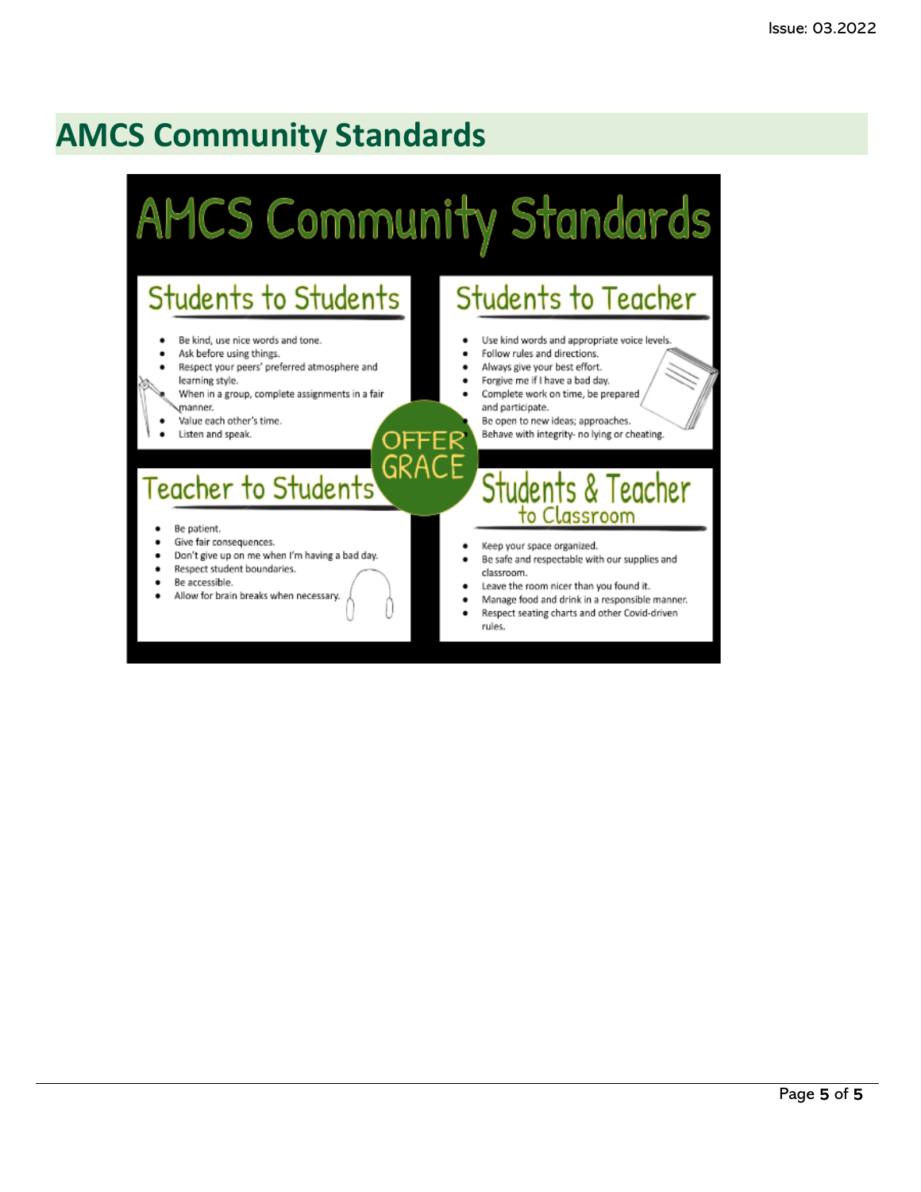## AMCS Community Standards

# AMCS Community Standards

### Students to Students

- Be kind, use nice words and tone.
- Ask before using things.
- Respect your peers' preferred atmosphere and learning style.
- When in a group, complete assignments in a fair manner.
- Value each other's time.
- Listen and speak.

### Students to Teacher

- Use kind words and appropriate voice levels.
- Follow rules and directions.
- Always give your best effort.
- Forgive me if I have a bad day.
- Complete work on time, be prepared and participate.
- Be open to new ideas; approaches.
- Behave with integrity- no lying or cheating.

**OFFER GRACE**

### Teacher to Students

- Be patient.
- Give fair consequences.
- Don't give up on me when I'm having a bad day.
- Respect student boundaries.
- Be accessible.
- Allow for brain breaks when necessary.

### Students & Teacher to Classroom

- Keep your space organized.
- Be safe and respectable with our supplies and classroom.
- Leave the room nicer than you found it.
- Manage food and drink in a responsible manner.
- Respect seating charts and other Covid-driven rules.